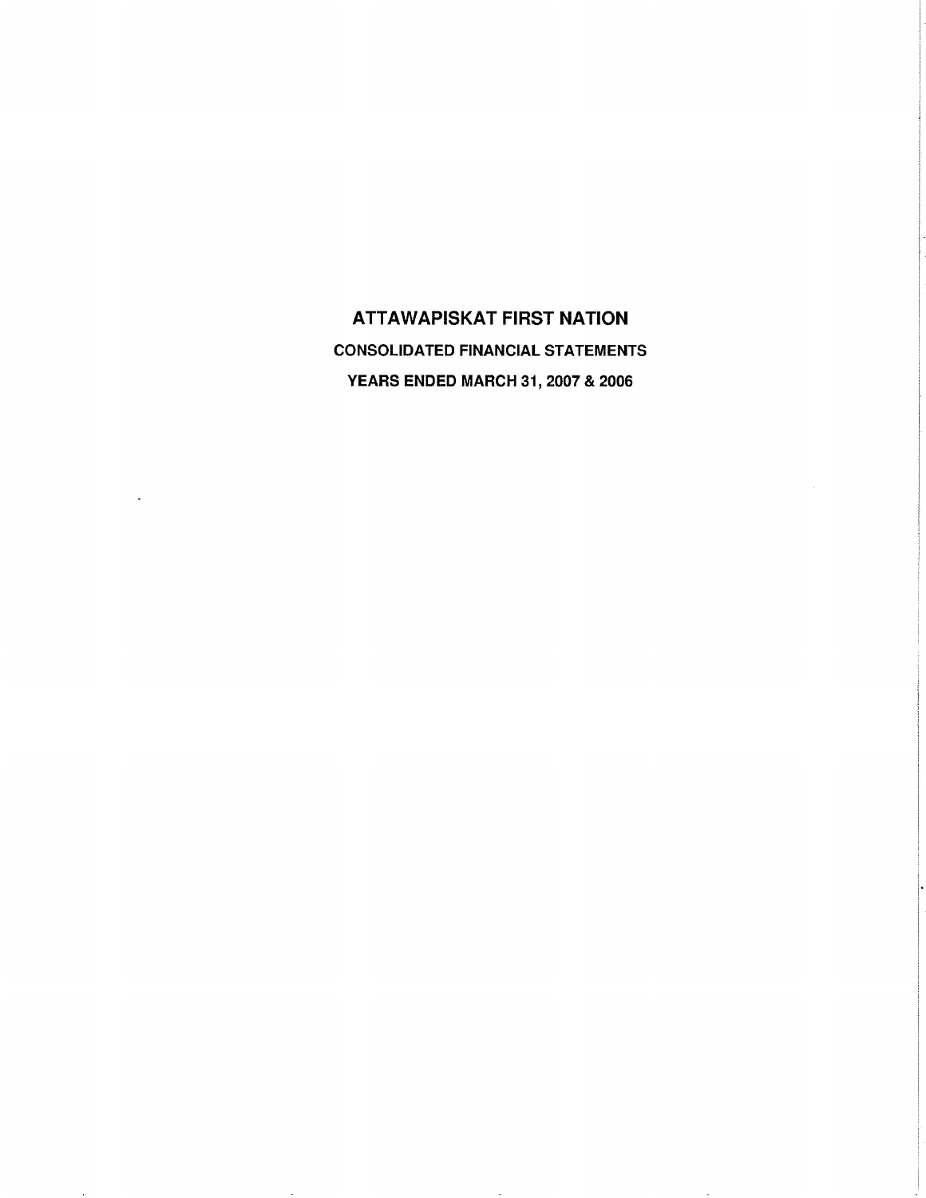# ATTAWAPISKAT FIRST NATION

## CONSOLIDATED FINANCIAL STATEMENTS

## YEARS ENDED MARCH 31, 2007 & 2006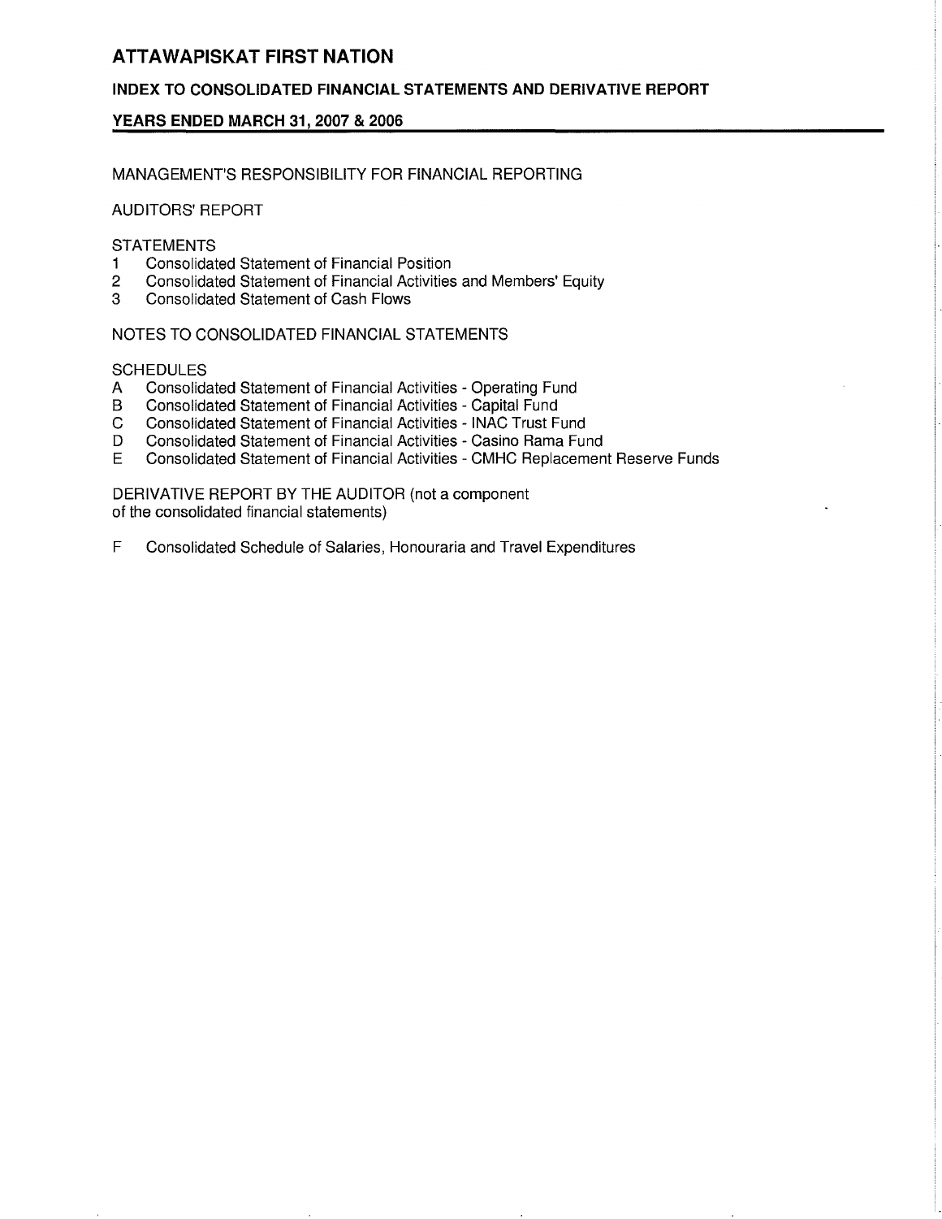# ATTAWAPISKAT FIRST NATION

## INDEX TO CONSOLIDATED FINANCIAL STATEMENTS AND DERIVATIVE REPORT

### YEARS ENDED MARCH 31, 2007 & 2006

MANAGEMENT'S RESPONSIBILITY FOR FINANCIAL REPORTING

AUDITORS' REPORT

STATEMENTS

1. Consolidated Statement of Financial Position
2. Consolidated Statement of Financial Activities and Members' Equity
3. Consolidated Statement of Cash Flows

NOTES TO CONSOLIDATED FINANCIAL STATEMENTS

SCHEDULES

A Consolidated Statement of Financial Activities - Operating Fund
B Consolidated Statement of Financial Activities - Capital Fund
C Consolidated Statement of Financial Activities - INAC Trust Fund
D Consolidated Statement of Financial Activities - Casino Rama Fund
E Consolidated Statement of Financial Activities - CMHC Replacement Reserve Funds

DERIVATIVE REPORT BY THE AUDITOR (not a component of the consolidated financial statements)

F Consolidated Schedule of Salaries, Honouraria and Travel Expenditures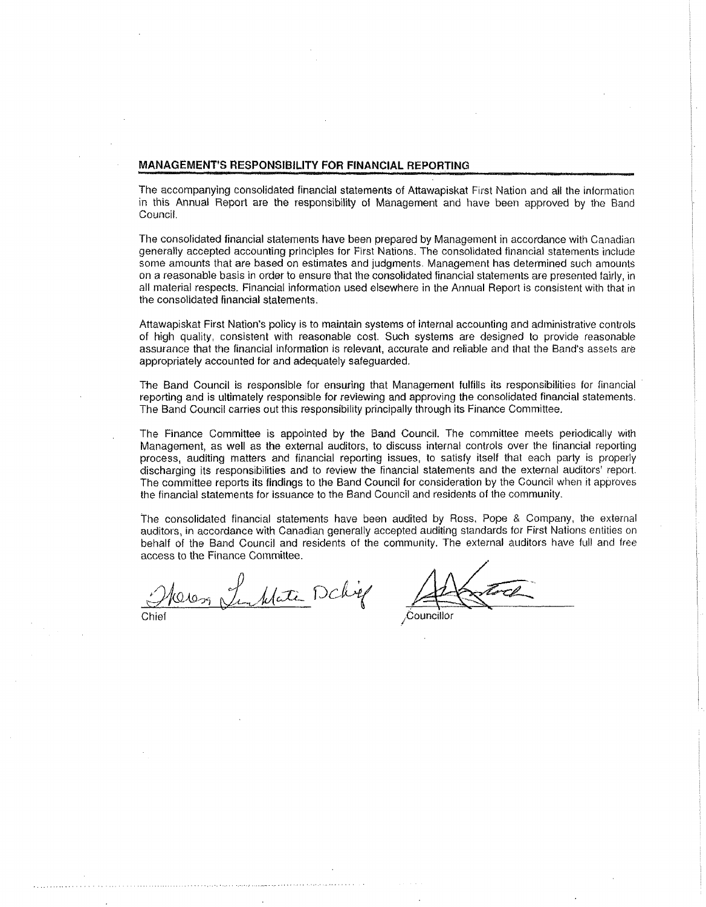## MANAGEMENT'S RESPONSIBILITY FOR FINANCIAL REPORTING

The accompanying consolidated financial statements of Attawapiskat First Nation and all the information in this Annual Report are the responsibility of Management and have been approved by the Band Council.

The consolidated financial statements have been prepared by Management in accordance with Canadian generally accepted accounting principles for First Nations. The consolidated financial statements include some amounts that are based on estimates and judgments. Management has determined such amounts on a reasonable basis in order to ensure that the consolidated financial statements are presented fairly, in all material respects. Financial information used elsewhere in the Annual Report is consistent with that in the consolidated financial statements.

Attawapiskat First Nation's policy is to maintain systems of internal accounting and administrative controls of high quality, consistent with reasonable cost. Such systems are designed to provide reasonable assurance that the financial information is relevant, accurate and reliable and that the Band's assets are appropriately accounted for and adequately safeguarded.

The Band Council is responsible for ensuring that Management fulfills its responsibilities for financial reporting and is ultimately responsible for reviewing and approving the consolidated financial statements. The Band Council carries out this responsibility principally through its Finance Committee.

The Finance Committee is appointed by the Band Council. The committee meets periodically with Management, as well as the external auditors, to discuss internal controls over the financial reporting process, auditing matters and financial reporting issues, to satisfy itself that each party is properly discharging its responsibilities and to review the financial statements and the external auditors' report. The committee reports its findings to the Band Council for consideration by the Council when it approves the financial statements for issuance to the Band Council and residents of the community.

The consolidated financial statements have been audited by Ross, Pope & Company, the external auditors, in accordance with Canadian generally accepted auditing standards for First Nations entities on behalf of the Band Council and residents of the community. The external auditors have full and free access to the Finance Committee.

Chief

Councillor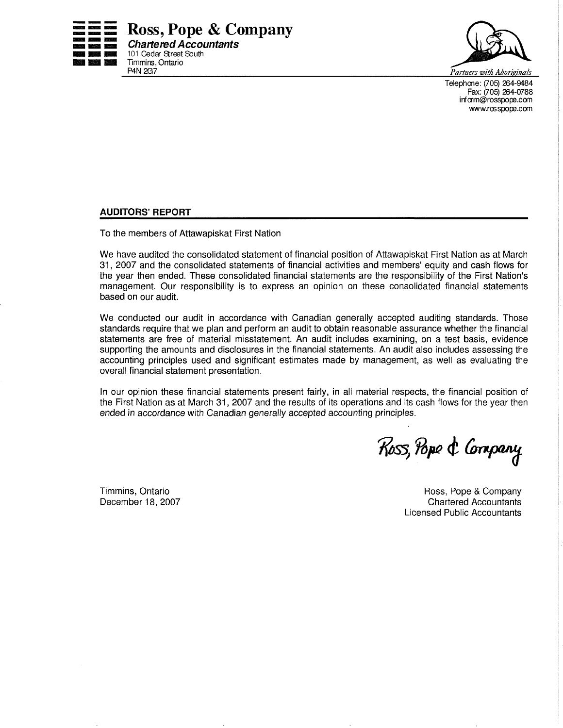**Ross, Pope & Company**
***Chartered Accountants***
101 Cedar Street South
Timmins, Ontario
P4N 2G7

*Partners with Aboriginals*

Telephone: (705) 264-9484
Fax: (705) 264-0788
inform@rosspope.com
www.rosspope.com

## AUDITORS' REPORT

To the members of Attawapiskat First Nation

We have audited the consolidated statement of financial position of Attawapiskat First Nation as at March 31, 2007 and the consolidated statements of financial activities and members' equity and cash flows for the year then ended. These consolidated financial statements are the responsibility of the First Nation's management. Our responsibility is to express an opinion on these consolidated financial statements based on our audit.

We conducted our audit in accordance with Canadian generally accepted auditing standards. Those standards require that we plan and perform an audit to obtain reasonable assurance whether the financial statements are free of material misstatement. An audit includes examining, on a test basis, evidence supporting the amounts and disclosures in the financial statements. An audit also includes assessing the accounting principles used and significant estimates made by management, as well as evaluating the overall financial statement presentation.

In our opinion these financial statements present fairly, in all material respects, the financial position of the First Nation as at March 31, 2007 and the results of its operations and its cash flows for the year then ended in accordance with Canadian generally accepted accounting principles.

*Ross, Pope & Company*

Timmins, Ontario
December 18, 2007

Ross, Pope & Company
Chartered Accountants
Licensed Public Accountants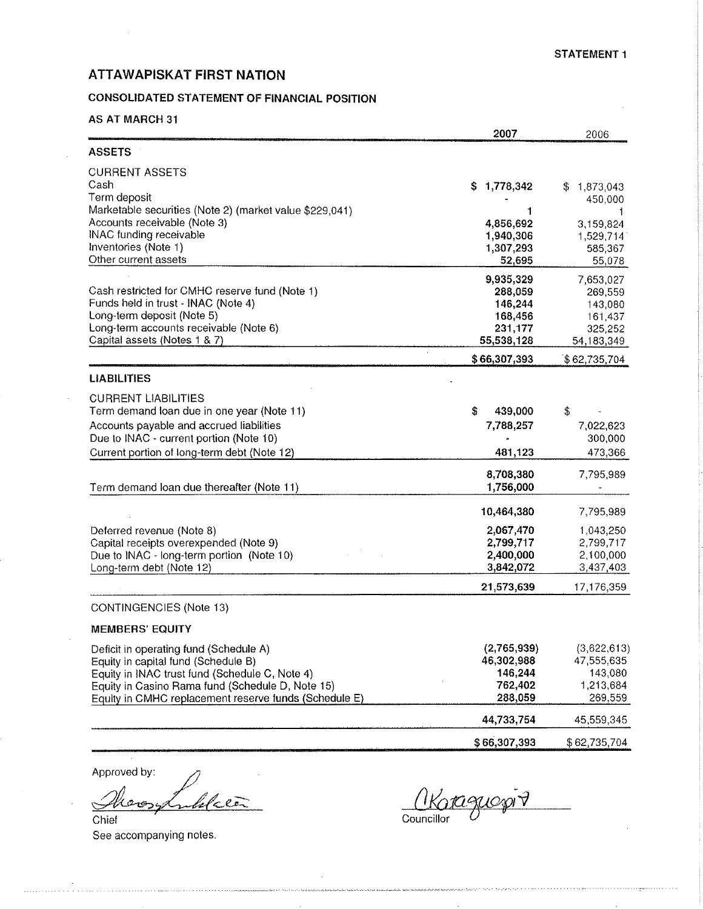STATEMENT 1

# ATTAWAPISKAT FIRST NATION

## CONSOLIDATED STATEMENT OF FINANCIAL POSITION

### AS AT MARCH 31

| | 2007 | 2006 |
|---|---|---|
| **ASSETS** | | |
| CURRENT ASSETS | | |
| Cash | $ 1,778,342 | $ 1,873,043 |
| Term deposit | - | 450,000 |
| Marketable securities (Note 2) (market value $229,041) | 1 | 1 |
| Accounts receivable (Note 3) | 4,856,692 | 3,159,824 |
| INAC funding receivable | 1,940,306 | 1,529,714 |
| Inventories (Note 1) | 1,307,293 | 585,367 |
| Other current assets | 52,695 | 55,078 |
| | 9,935,329 | 7,653,027 |
| Cash restricted for CMHC reserve fund (Note 1) | 288,059 | 269,559 |
| Funds held in trust - INAC (Note 4) | 146,244 | 143,080 |
| Long-term deposit (Note 5) | 168,456 | 161,437 |
| Long-term accounts receivable (Note 6) | 231,177 | 325,252 |
| Capital assets (Notes 1 & 7) | 55,538,128 | 54,183,349 |
| | $ 66,307,393 | $ 62,735,704 |
| **LIABILITIES** | | |
| CURRENT LIABILITIES | | |
| Term demand loan due in one year (Note 11) | $ 439,000 | $ - |
| Accounts payable and accrued liabilities | 7,788,257 | 7,022,623 |
| Due to INAC - current portion (Note 10) | - | 300,000 |
| Current portion of long-term debt (Note 12) | 481,123 | 473,366 |
| | 8,708,380 | 7,795,989 |
| Term demand loan due thereafter (Note 11) | 1,756,000 | - |
| | 10,464,380 | 7,795,989 |
| Deferred revenue (Note 8) | 2,067,470 | 1,043,250 |
| Capital receipts overexpended (Note 9) | 2,799,717 | 2,799,717 |
| Due to INAC - long-term portion (Note 10) | 2,400,000 | 2,100,000 |
| Long-term debt (Note 12) | 3,842,072 | 3,437,403 |
| | 21,573,639 | 17,176,359 |
| CONTINGENCIES (Note 13) | | |
| **MEMBERS' EQUITY** | | |
| Deficit in operating fund (Schedule A) | (2,765,939) | (3,622,613) |
| Equity in capital fund (Schedule B) | 46,302,988 | 47,555,635 |
| Equity in INAC trust fund (Schedule C, Note 4) | 146,244 | 143,080 |
| Equity in Casino Rama fund (Schedule D, Note 15) | 762,402 | 1,213,684 |
| Equity in CMHC replacement reserve funds (Schedule E) | 288,059 | 269,559 |
| | 44,733,754 | 45,559,345 |
| | $ 66,307,393 | $ 62,735,704 |

Approved by:

Chief

Councillor

See accompanying notes.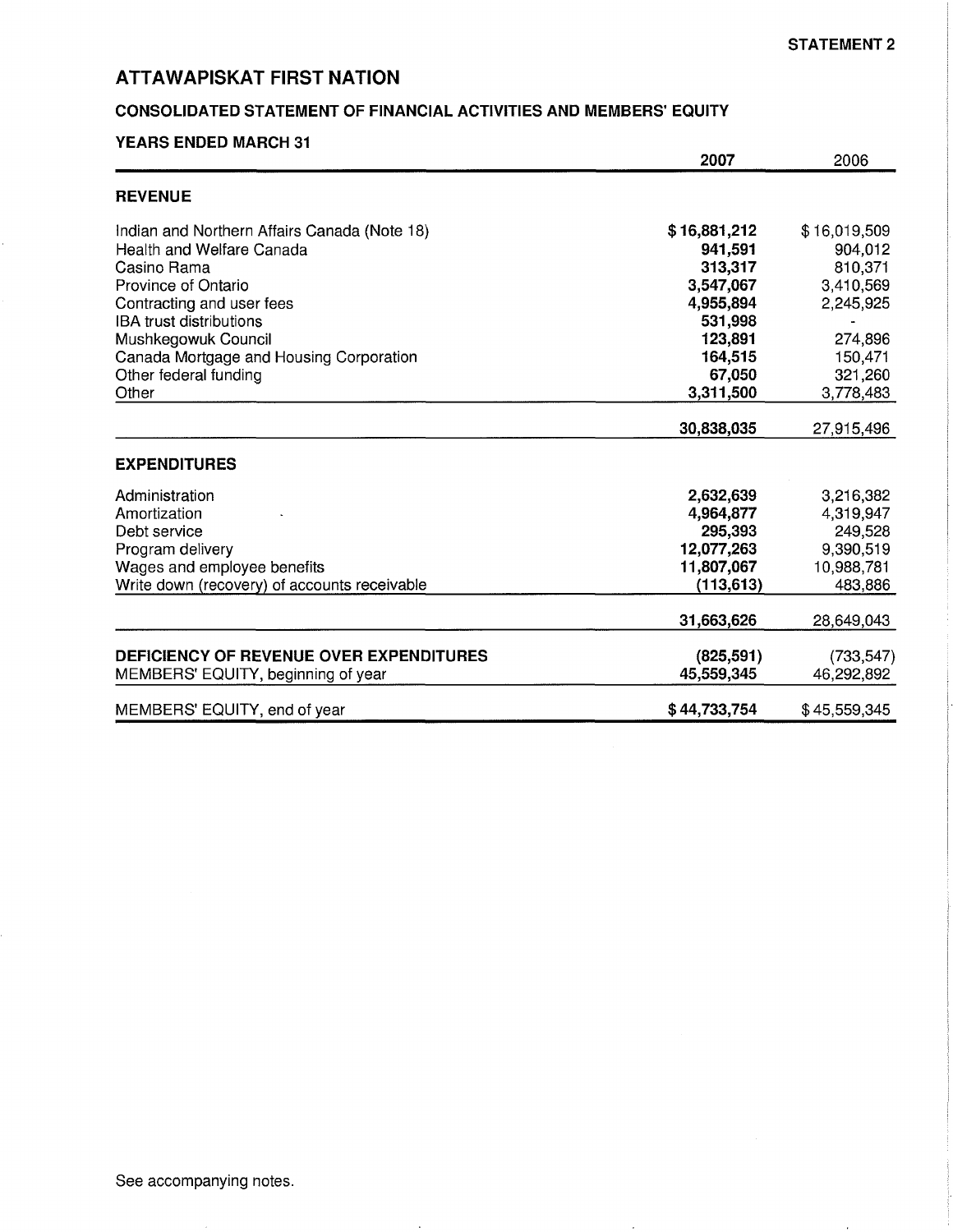STATEMENT 2

# ATTAWAPISKAT FIRST NATION

## CONSOLIDATED STATEMENT OF FINANCIAL ACTIVITIES AND MEMBERS' EQUITY

### YEARS ENDED MARCH 31

| | 2007 | 2006 |
|---|---|---|
| **REVENUE** | | |
| Indian and Northern Affairs Canada (Note 18) | **$ 16,881,212** | $ 16,019,509 |
| Health and Welfare Canada | **941,591** | 904,012 |
| Casino Rama | **313,317** | 810,371 |
| Province of Ontario | **3,547,067** | 3,410,569 |
| Contracting and user fees | **4,955,894** | 2,245,925 |
| IBA trust distributions | **531,998** | - |
| Mushkegowuk Council | **123,891** | 274,896 |
| Canada Mortgage and Housing Corporation | **164,515** | 150,471 |
| Other federal funding | **67,050** | 321,260 |
| Other | **3,311,500** | 3,778,483 |
| | **30,838,035** | 27,915,496 |
| **EXPENDITURES** | | |
| Administration | **2,632,639** | 3,216,382 |
| Amortization | **4,964,877** | 4,319,947 |
| Debt service | **295,393** | 249,528 |
| Program delivery | **12,077,263** | 9,390,519 |
| Wages and employee benefits | **11,807,067** | 10,988,781 |
| Write down (recovery) of accounts receivable | **(113,613)** | 483,886 |
| | **31,663,626** | 28,649,043 |
| **DEFICIENCY OF REVENUE OVER EXPENDITURES** | **(825,591)** | (733,547) |
| MEMBERS' EQUITY, beginning of year | **45,559,345** | 46,292,892 |
| MEMBERS' EQUITY, end of year | **$ 44,733,754** | $ 45,559,345 |

See accompanying notes.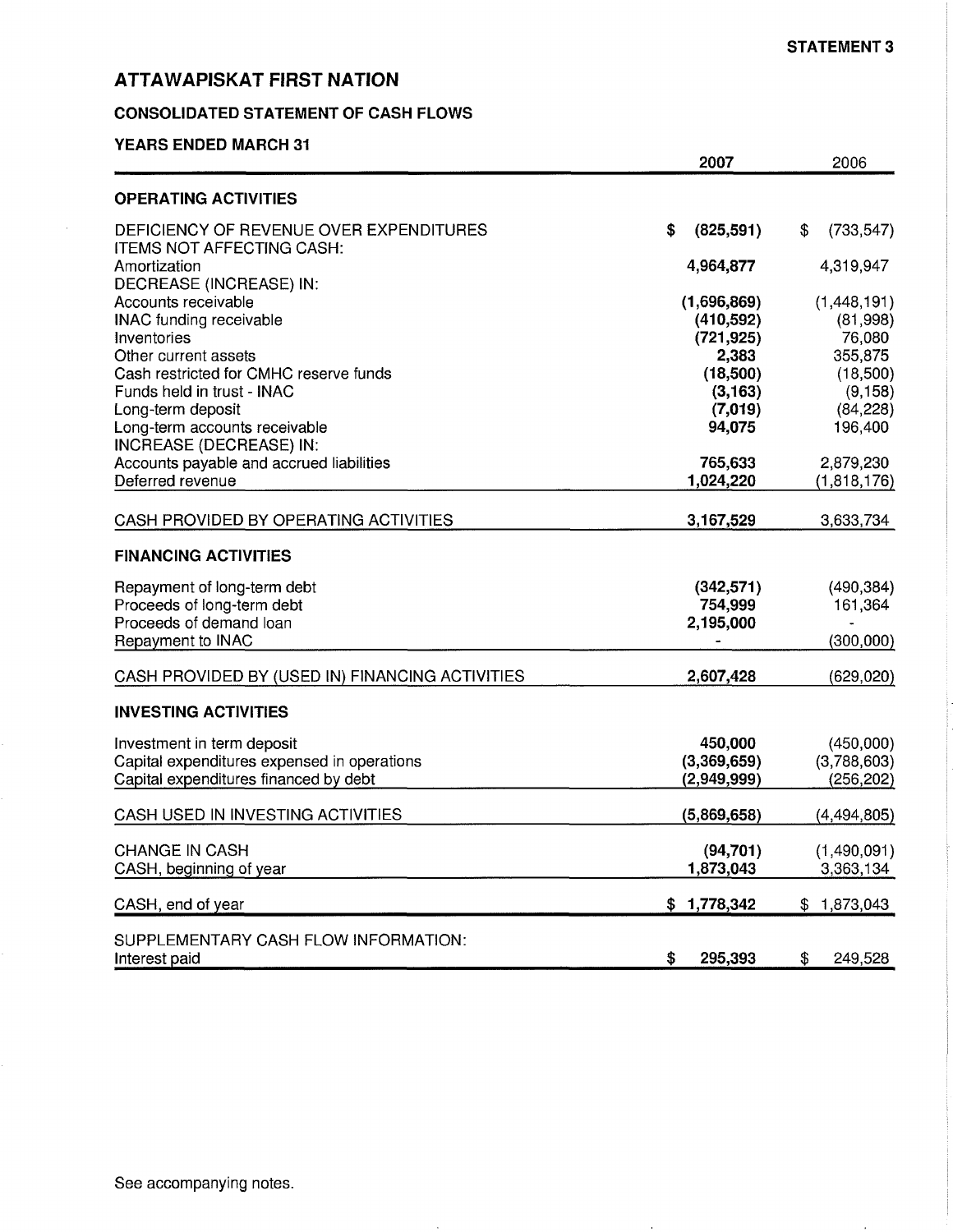**STATEMENT 3**

# ATTAWAPISKAT FIRST NATION

## CONSOLIDATED STATEMENT OF CASH FLOWS

### YEARS ENDED MARCH 31

| | 2007 | 2006 |
|---|---|---|
| **OPERATING ACTIVITIES** | | |
| DEFICIENCY OF REVENUE OVER EXPENDITURES | $ (825,591) | $ (733,547) |
| ITEMS NOT AFFECTING CASH: | | |
| Amortization | 4,964,877 | 4,319,947 |
| DECREASE (INCREASE) IN: | | |
| Accounts receivable | (1,696,869) | (1,448,191) |
| INAC funding receivable | (410,592) | (81,998) |
| Inventories | (721,925) | 76,080 |
| Other current assets | 2,383 | 355,875 |
| Cash restricted for CMHC reserve funds | (18,500) | (18,500) |
| Funds held in trust - INAC | (3,163) | (9,158) |
| Long-term deposit | (7,019) | (84,228) |
| Long-term accounts receivable | 94,075 | 196,400 |
| INCREASE (DECREASE) IN: | | |
| Accounts payable and accrued liabilities | 765,633 | 2,879,230 |
| Deferred revenue | 1,024,220 | (1,818,176) |
| CASH PROVIDED BY OPERATING ACTIVITIES | 3,167,529 | 3,633,734 |
| **FINANCING ACTIVITIES** | | |
| Repayment of long-term debt | (342,571) | (490,384) |
| Proceeds of long-term debt | 754,999 | 161,364 |
| Proceeds of demand loan | 2,195,000 | - |
| Repayment to INAC | - | (300,000) |
| CASH PROVIDED BY (USED IN) FINANCING ACTIVITIES | 2,607,428 | (629,020) |
| **INVESTING ACTIVITIES** | | |
| Investment in term deposit | 450,000 | (450,000) |
| Capital expenditures expensed in operations | (3,369,659) | (3,788,603) |
| Capital expenditures financed by debt | (2,949,999) | (256,202) |
| CASH USED IN INVESTING ACTIVITIES | (5,869,658) | (4,494,805) |
| CHANGE IN CASH | (94,701) | (1,490,091) |
| CASH, beginning of year | 1,873,043 | 3,363,134 |
| CASH, end of year | $ 1,778,342 | $ 1,873,043 |
| SUPPLEMENTARY CASH FLOW INFORMATION: | | |
| Interest paid | $ 295,393 | $ 249,528 |

See accompanying notes.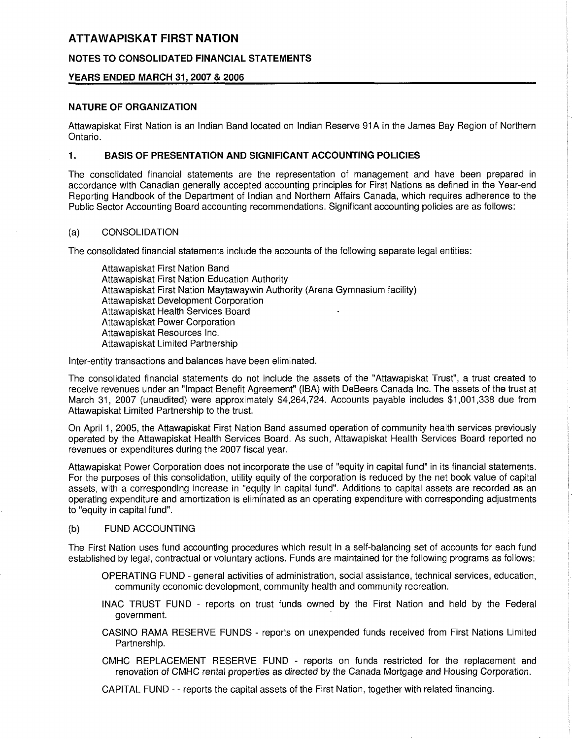# ATTAWAPISKAT FIRST NATION

## NOTES TO CONSOLIDATED FINANCIAL STATEMENTS

### YEARS ENDED MARCH 31, 2007 & 2006

### NATURE OF ORGANIZATION

Attawapiskat First Nation is an Indian Band located on Indian Reserve 91A in the James Bay Region of Northern Ontario.

### 1. BASIS OF PRESENTATION AND SIGNIFICANT ACCOUNTING POLICIES

The consolidated financial statements are the representation of management and have been prepared in accordance with Canadian generally accepted accounting principles for First Nations as defined in the Year-end Reporting Handbook of the Department of Indian and Northern Affairs Canada, which requires adherence to the Public Sector Accounting Board accounting recommendations. Significant accounting policies are as follows:

(a) CONSOLIDATION

The consolidated financial statements include the accounts of the following separate legal entities:

Attawapiskat First Nation Band
Attawapiskat First Nation Education Authority
Attawapiskat First Nation Maytawaywin Authority (Arena Gymnasium facility)
Attawapiskat Development Corporation
Attawapiskat Health Services Board
Attawapiskat Power Corporation
Attawapiskat Resources Inc.
Attawapiskat Limited Partnership

Inter-entity transactions and balances have been eliminated.

The consolidated financial statements do not include the assets of the "Attawapiskat Trust", a trust created to receive revenues under an "Impact Benefit Agreement" (IBA) with DeBeers Canada Inc. The assets of the trust at March 31, 2007 (unaudited) were approximately $4,264,724. Accounts payable includes $1,001,338 due from Attawapiskat Limited Partnership to the trust.

On April 1, 2005, the Attawapiskat First Nation Band assumed operation of community health services previously operated by the Attawapiskat Health Services Board. As such, Attawapiskat Health Services Board reported no revenues or expenditures during the 2007 fiscal year.

Attawapiskat Power Corporation does not incorporate the use of "equity in capital fund" in its financial statements. For the purposes of this consolidation, utility equity of the corporation is reduced by the net book value of capital assets, with a corresponding increase in "equity in capital fund". Additions to capital assets are recorded as an operating expenditure and amortization is eliminated as an operating expenditure with corresponding adjustments to "equity in capital fund".

(b) FUND ACCOUNTING

The First Nation uses fund accounting procedures which result in a self-balancing set of accounts for each fund established by legal, contractual or voluntary actions. Funds are maintained for the following programs as follows:

OPERATING FUND - general activities of administration, social assistance, technical services, education, community economic development, community health and community recreation.

INAC TRUST FUND - reports on trust funds owned by the First Nation and held by the Federal government.

CASINO RAMA RESERVE FUNDS - reports on unexpended funds received from First Nations Limited Partnership.

CMHC REPLACEMENT RESERVE FUND - reports on funds restricted for the replacement and renovation of CMHC rental properties as directed by the Canada Mortgage and Housing Corporation.

CAPITAL FUND - - reports the capital assets of the First Nation, together with related financing.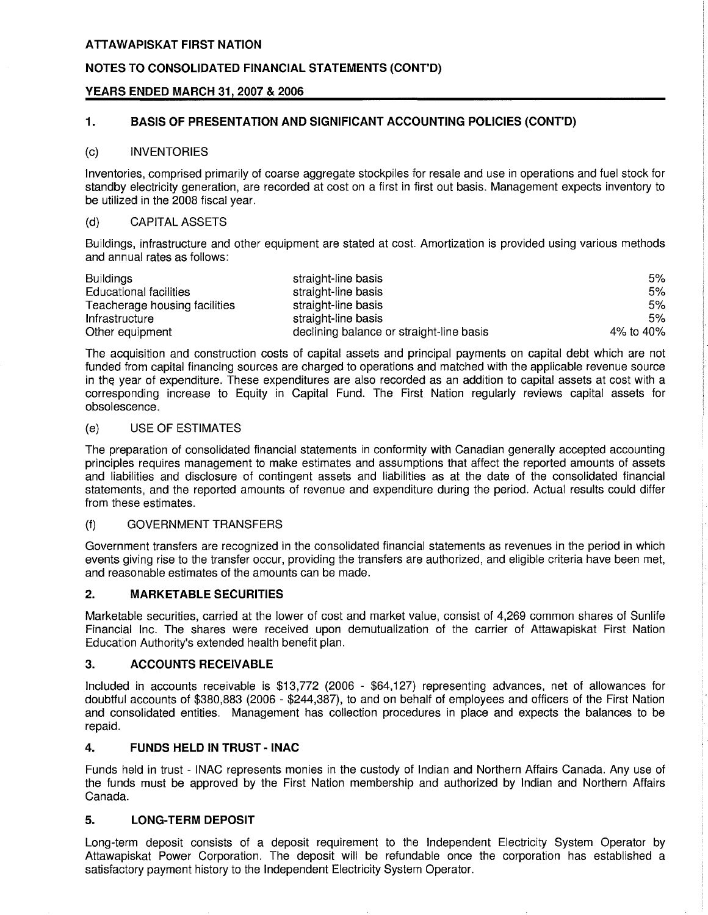# ATTAWAPISKAT FIRST NATION

## NOTES TO CONSOLIDATED FINANCIAL STATEMENTS (CONT'D)

### YEARS ENDED MARCH 31, 2007 & 2006

## 1. BASIS OF PRESENTATION AND SIGNIFICANT ACCOUNTING POLICIES (CONT'D)

### (c) INVENTORIES

Inventories, comprised primarily of coarse aggregate stockpiles for resale and use in operations and fuel stock for standby electricity generation, are recorded at cost on a first in first out basis. Management expects inventory to be utilized in the 2008 fiscal year.

### (d) CAPITAL ASSETS

Buildings, infrastructure and other equipment are stated at cost. Amortization is provided using various methods and annual rates as follows:

| | | |
|---|---|---|
| Buildings | straight-line basis | 5% |
| Educational facilities | straight-line basis | 5% |
| Teacherage housing facilities | straight-line basis | 5% |
| Infrastructure | straight-line basis | 5% |
| Other equipment | declining balance or straight-line basis | 4% to 40% |

The acquisition and construction costs of capital assets and principal payments on capital debt which are not funded from capital financing sources are charged to operations and matched with the applicable revenue source in the year of expenditure. These expenditures are also recorded as an addition to capital assets at cost with a corresponding increase to Equity in Capital Fund. The First Nation regularly reviews capital assets for obsolescence.

### (e) USE OF ESTIMATES

The preparation of consolidated financial statements in conformity with Canadian generally accepted accounting principles requires management to make estimates and assumptions that affect the reported amounts of assets and liabilities and disclosure of contingent assets and liabilities as at the date of the consolidated financial statements, and the reported amounts of revenue and expenditure during the period. Actual results could differ from these estimates.

### (f) GOVERNMENT TRANSFERS

Government transfers are recognized in the consolidated financial statements as revenues in the period in which events giving rise to the transfer occur, providing the transfers are authorized, and eligible criteria have been met, and reasonable estimates of the amounts can be made.

## 2. MARKETABLE SECURITIES

Marketable securities, carried at the lower of cost and market value, consist of 4,269 common shares of Sunlife Financial Inc. The shares were received upon demutualization of the carrier of Attawapiskat First Nation Education Authority's extended health benefit plan.

## 3. ACCOUNTS RECEIVABLE

Included in accounts receivable is $13,772 (2006 - $64,127) representing advances, net of allowances for doubtful accounts of $380,883 (2006 - $244,387), to and on behalf of employees and officers of the First Nation and consolidated entities. Management has collection procedures in place and expects the balances to be repaid.

## 4. FUNDS HELD IN TRUST - INAC

Funds held in trust - INAC represents monies in the custody of Indian and Northern Affairs Canada. Any use of the funds must be approved by the First Nation membership and authorized by Indian and Northern Affairs Canada.

## 5. LONG-TERM DEPOSIT

Long-term deposit consists of a deposit requirement to the Independent Electricity System Operator by Attawapiskat Power Corporation. The deposit will be refundable once the corporation has established a satisfactory payment history to the Independent Electricity System Operator.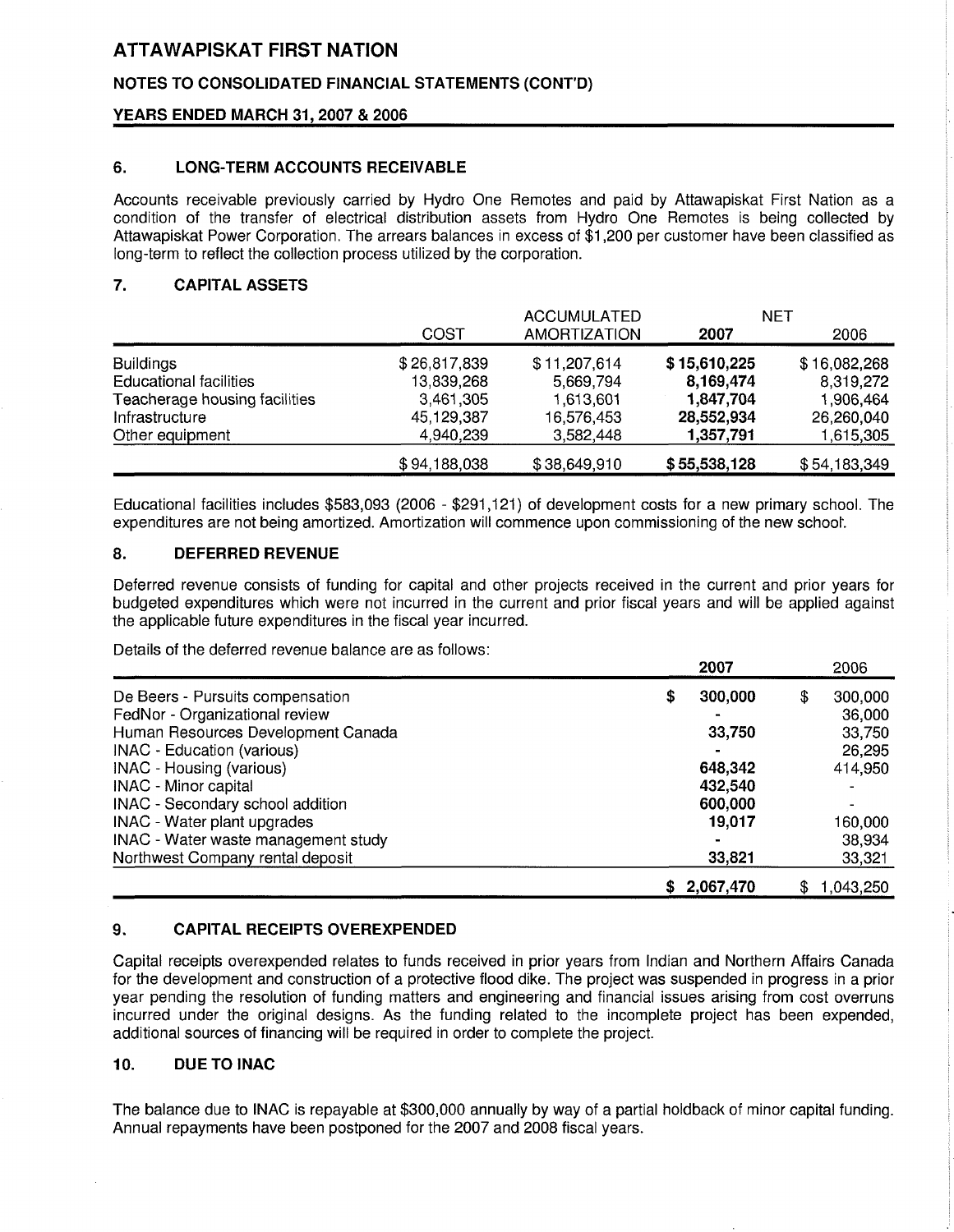## 6. LONG-TERM ACCOUNTS RECEIVABLE

Accounts receivable previously carried by Hydro One Remotes and paid by Attawapiskat First Nation as a condition of the transfer of electrical distribution assets from Hydro One Remotes is being collected by Attawapiskat Power Corporation. The arrears balances in excess of $1,200 per customer have been classified as long-term to reflect the collection process utilized by the corporation.

## 7. CAPITAL ASSETS

| | COST | ACCUMULATED AMORTIZATION | NET 2007 | NET 2006 |
|---|---|---|---|---|
| Buildings | $ 26,817,839 | $ 11,207,614 | **$ 15,610,225** | $ 16,082,268 |
| Educational facilities | 13,839,268 | 5,669,794 | **8,169,474** | 8,319,272 |
| Teacherage housing facilities | 3,461,305 | 1,613,601 | **1,847,704** | 1,906,464 |
| Infrastructure | 45,129,387 | 16,576,453 | **28,552,934** | 26,260,040 |
| Other equipment | 4,940,239 | 3,582,448 | **1,357,791** | 1,615,305 |
| | $ 94,188,038 | $ 38,649,910 | **$ 55,538,128** | $ 54,183,349 |

Educational facilities includes $583,093 (2006 - $291,121) of development costs for a new primary school. The expenditures are not being amortized. Amortization will commence upon commissioning of the new school.

## 8. DEFERRED REVENUE

Deferred revenue consists of funding for capital and other projects received in the current and prior years for budgeted expenditures which were not incurred in the current and prior fiscal years and will be applied against the applicable future expenditures in the fiscal year incurred.

Details of the deferred revenue balance are as follows:

| | 2007 | 2006 |
|---|---|---|
| De Beers - Pursuits compensation | **$ 300,000** | $ 300,000 |
| FedNor - Organizational review | **-** | 36,000 |
| Human Resources Development Canada | **33,750** | 33,750 |
| INAC - Education (various) | **-** | 26,295 |
| INAC - Housing (various) | **648,342** | 414,950 |
| INAC - Minor capital | **432,540** | - |
| INAC - Secondary school addition | **600,000** | - |
| INAC - Water plant upgrades | **19,017** | 160,000 |
| INAC - Water waste management study | **-** | 38,934 |
| Northwest Company rental deposit | **33,821** | 33,321 |
| | **$ 2,067,470** | $ 1,043,250 |

## 9. CAPITAL RECEIPTS OVEREXPENDED

Capital receipts overexpended relates to funds received in prior years from Indian and Northern Affairs Canada for the development and construction of a protective flood dike. The project was suspended in progress in a prior year pending the resolution of funding matters and engineering and financial issues arising from cost overruns incurred under the original designs. As the funding related to the incomplete project has been expended, additional sources of financing will be required in order to complete the project.

## 10. DUE TO INAC

The balance due to INAC is repayable at $300,000 annually by way of a partial holdback of minor capital funding. Annual repayments have been postponed for the 2007 and 2008 fiscal years.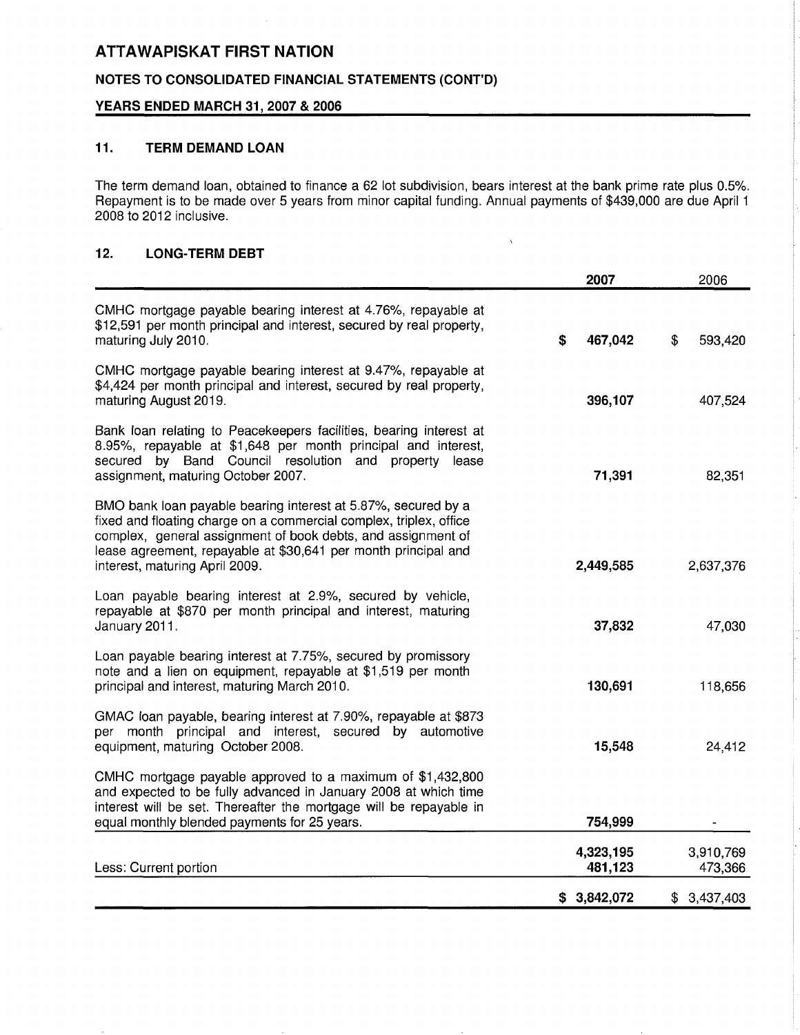# ATTAWAPISKAT FIRST NATION

## NOTES TO CONSOLIDATED FINANCIAL STATEMENTS (CONT'D)

### YEARS ENDED MARCH 31, 2007 & 2006

### 11. TERM DEMAND LOAN

The term demand loan, obtained to finance a 62 lot subdivision, bears interest at the bank prime rate plus 0.5%. Repayment is to be made over 5 years from minor capital funding. Annual payments of $439,000 are due April 1 2008 to 2012 inclusive.

### 12. LONG-TERM DEBT

| | 2007 | 2006 |
|---|---|---|
| CMHC mortgage payable bearing interest at 4.76%, repayable at $12,591 per month principal and interest, secured by real property, maturing July 2010. | $ 467,042 | $ 593,420 |
| CMHC mortgage payable bearing interest at 9.47%, repayable at $4,424 per month principal and interest, secured by real property, maturing August 2019. | 396,107 | 407,524 |
| Bank loan relating to Peacekeepers facilities, bearing interest at 8.95%, repayable at $1,648 per month principal and interest, secured by Band Council resolution and property lease assignment, maturing October 2007. | 71,391 | 82,351 |
| BMO bank loan payable bearing interest at 5.87%, secured by a fixed and floating charge on a commercial complex, triplex, office complex, general assignment of book debts, and assignment of lease agreement, repayable at $30,641 per month principal and interest, maturing April 2009. | 2,449,585 | 2,637,376 |
| Loan payable bearing interest at 2.9%, secured by vehicle, repayable at $870 per month principal and interest, maturing January 2011. | 37,832 | 47,030 |
| Loan payable bearing interest at 7.75%, secured by promissory note and a lien on equipment, repayable at $1,519 per month principal and interest, maturing March 2010. | 130,691 | 118,656 |
| GMAC loan payable, bearing interest at 7.90%, repayable at $873 per month principal and interest, secured by automotive equipment, maturing October 2008. | 15,548 | 24,412 |
| CMHC mortgage payable approved to a maximum of $1,432,800 and expected to be fully advanced in January 2008 at which time interest will be set. Thereafter the mortgage will be repayable in equal monthly blended payments for 25 years. | 754,999 | - |
| | 4,323,195 | 3,910,769 |
| Less: Current portion | 481,123 | 473,366 |
| | $ 3,842,072 | $ 3,437,403 |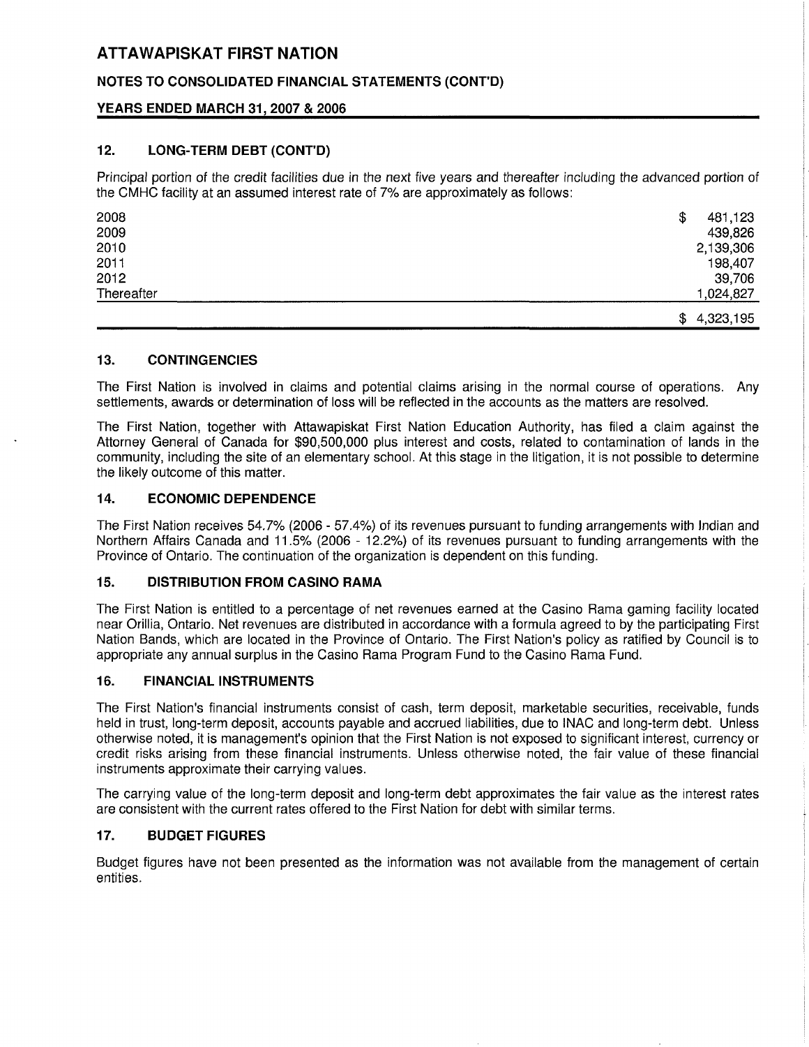# ATTAWAPISKAT FIRST NATION

## NOTES TO CONSOLIDATED FINANCIAL STATEMENTS (CONT'D)

### YEARS ENDED MARCH 31, 2007 & 2006

### 12. LONG-TERM DEBT (CONT'D)

Principal portion of the credit facilities due in the next five years and thereafter including the advanced portion of the CMHC facility at an assumed interest rate of 7% are approximately as follows:

| | |
|---|---|
| 2008 | $ 481,123 |
| 2009 | 439,826 |
| 2010 | 2,139,306 |
| 2011 | 198,407 |
| 2012 | 39,706 |
| Thereafter | 1,024,827 |
| | $ 4,323,195 |

### 13. CONTINGENCIES

The First Nation is involved in claims and potential claims arising in the normal course of operations. Any settlements, awards or determination of loss will be reflected in the accounts as the matters are resolved.

The First Nation, together with Attawapiskat First Nation Education Authority, has filed a claim against the Attorney General of Canada for $90,500,000 plus interest and costs, related to contamination of lands in the community, including the site of an elementary school. At this stage in the litigation, it is not possible to determine the likely outcome of this matter.

### 14. ECONOMIC DEPENDENCE

The First Nation receives 54.7% (2006 - 57.4%) of its revenues pursuant to funding arrangements with Indian and Northern Affairs Canada and 11.5% (2006 - 12.2%) of its revenues pursuant to funding arrangements with the Province of Ontario. The continuation of the organization is dependent on this funding.

### 15. DISTRIBUTION FROM CASINO RAMA

The First Nation is entitled to a percentage of net revenues earned at the Casino Rama gaming facility located near Orillia, Ontario. Net revenues are distributed in accordance with a formula agreed to by the participating First Nation Bands, which are located in the Province of Ontario. The First Nation's policy as ratified by Council is to appropriate any annual surplus in the Casino Rama Program Fund to the Casino Rama Fund.

### 16. FINANCIAL INSTRUMENTS

The First Nation's financial instruments consist of cash, term deposit, marketable securities, receivable, funds held in trust, long-term deposit, accounts payable and accrued liabilities, due to INAC and long-term debt. Unless otherwise noted, it is management's opinion that the First Nation is not exposed to significant interest, currency or credit risks arising from these financial instruments. Unless otherwise noted, the fair value of these financial instruments approximate their carrying values.

The carrying value of the long-term deposit and long-term debt approximates the fair value as the interest rates are consistent with the current rates offered to the First Nation for debt with similar terms.

### 17. BUDGET FIGURES

Budget figures have not been presented as the information was not available from the management of certain entities.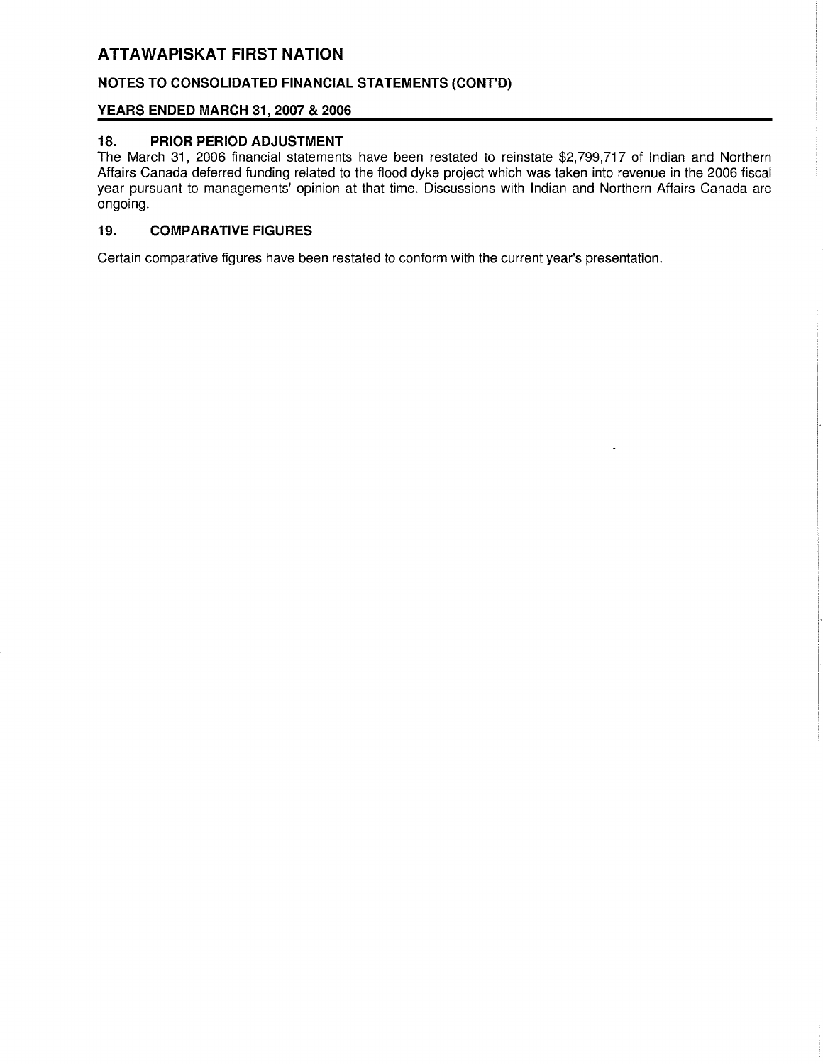# ATTAWAPISKAT FIRST NATION

**NOTES TO CONSOLIDATED FINANCIAL STATEMENTS (CONT'D)**

**YEARS ENDED MARCH 31, 2007 & 2006**

## 18. PRIOR PERIOD ADJUSTMENT

The March 31, 2006 financial statements have been restated to reinstate $2,799,717 of Indian and Northern Affairs Canada deferred funding related to the flood dyke project which was taken into revenue in the 2006 fiscal year pursuant to managements' opinion at that time. Discussions with Indian and Northern Affairs Canada are ongoing.

## 19. COMPARATIVE FIGURES

Certain comparative figures have been restated to conform with the current year's presentation.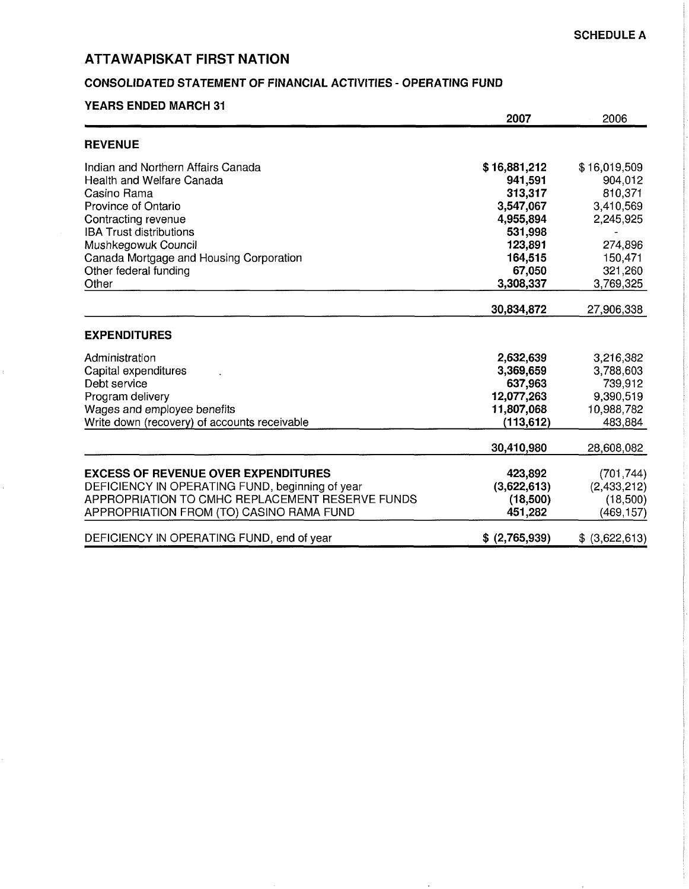**SCHEDULE A**

# ATTAWAPISKAT FIRST NATION

## CONSOLIDATED STATEMENT OF FINANCIAL ACTIVITIES - OPERATING FUND

### YEARS ENDED MARCH 31

| | 2007 | 2006 |
|---|---|---|
| **REVENUE** | | |
| Indian and Northern Affairs Canada | **$ 16,881,212** | $ 16,019,509 |
| Health and Welfare Canada | **941,591** | 904,012 |
| Casino Rama | **313,317** | 810,371 |
| Province of Ontario | **3,547,067** | 3,410,569 |
| Contracting revenue | **4,955,894** | 2,245,925 |
| IBA Trust distributions | **531,998** | - |
| Mushkegowuk Council | **123,891** | 274,896 |
| Canada Mortgage and Housing Corporation | **164,515** | 150,471 |
| Other federal funding | **67,050** | 321,260 |
| Other | **3,308,337** | 3,769,325 |
| | **30,834,872** | 27,906,338 |
| **EXPENDITURES** | | |
| Administration | **2,632,639** | 3,216,382 |
| Capital expenditures | **3,369,659** | 3,788,603 |
| Debt service | **637,963** | 739,912 |
| Program delivery | **12,077,263** | 9,390,519 |
| Wages and employee benefits | **11,807,068** | 10,988,782 |
| Write down (recovery) of accounts receivable | **(113,612)** | 483,884 |
| | **30,410,980** | 28,608,082 |
| **EXCESS OF REVENUE OVER EXPENDITURES** | **423,892** | (701,744) |
| DEFICIENCY IN OPERATING FUND, beginning of year | **(3,622,613)** | (2,433,212) |
| APPROPRIATION TO CMHC REPLACEMENT RESERVE FUNDS | **(18,500)** | (18,500) |
| APPROPRIATION FROM (TO) CASINO RAMA FUND | **451,282** | (469,157) |
| DEFICIENCY IN OPERATING FUND, end of year | **$ (2,765,939)** | $ (3,622,613) |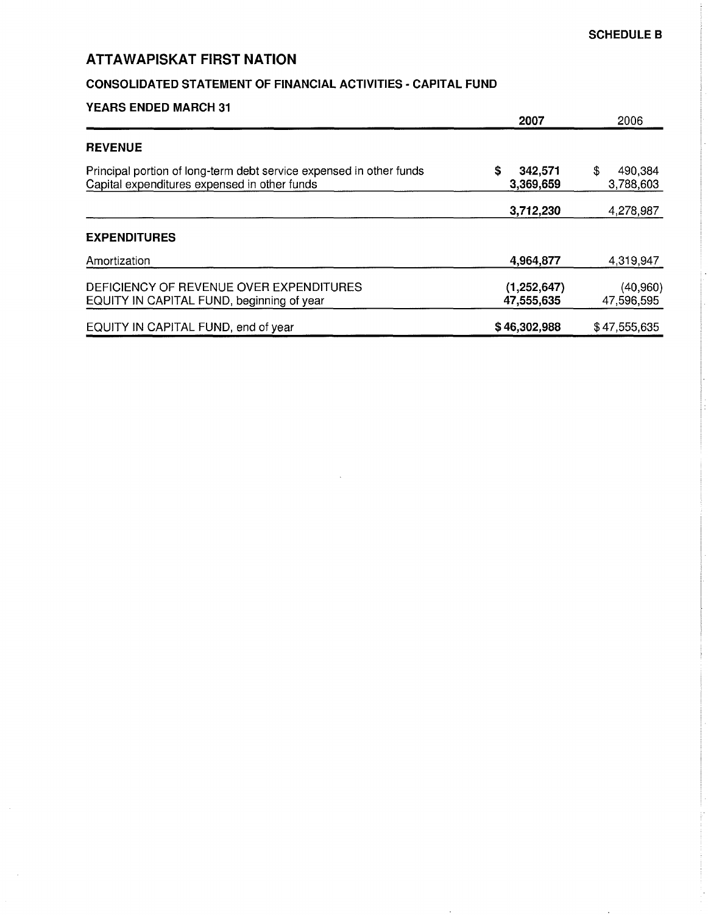**SCHEDULE B**

# ATTAWAPISKAT FIRST NATION

## CONSOLIDATED STATEMENT OF FINANCIAL ACTIVITIES - CAPITAL FUND

### YEARS ENDED MARCH 31

| | 2007 | 2006 |
|---|---|---|
| **REVENUE** | | |
| Principal portion of long-term debt service expensed in other funds | $ 342,571 | $ 490,384 |
| Capital expenditures expensed in other funds | 3,369,659 | 3,788,603 |
| | 3,712,230 | 4,278,987 |
| **EXPENDITURES** | | |
| Amortization | 4,964,877 | 4,319,947 |
| DEFICIENCY OF REVENUE OVER EXPENDITURES | (1,252,647) | (40,960) |
| EQUITY IN CAPITAL FUND, beginning of year | 47,555,635 | 47,596,595 |
| EQUITY IN CAPITAL FUND, end of year | $ 46,302,988 | $ 47,555,635 |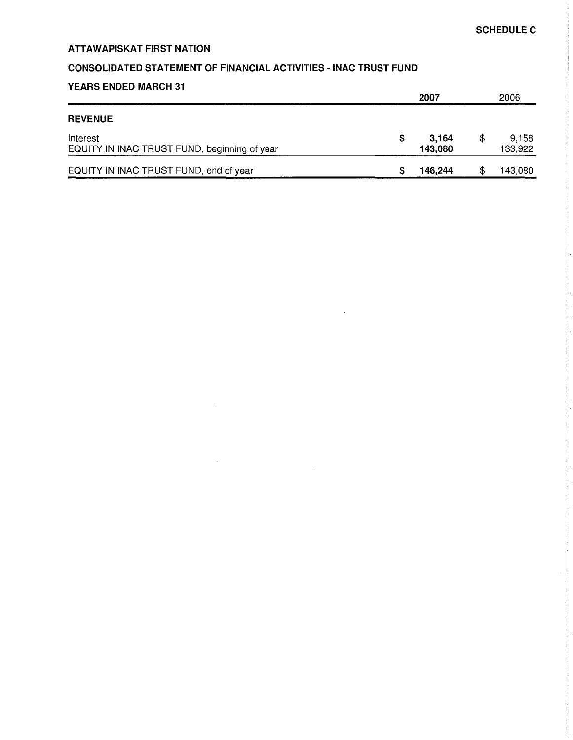**SCHEDULE C**

# ATTAWAPISKAT FIRST NATION

## CONSOLIDATED STATEMENT OF FINANCIAL ACTIVITIES - INAC TRUST FUND

### YEARS ENDED MARCH 31

| | 2007 | 2006 |
|---|---|---|
| **REVENUE** | | |
| Interest | **$ 3,164** | $ 9,158 |
| EQUITY IN INAC TRUST FUND, beginning of year | **143,080** | 133,922 |
| EQUITY IN INAC TRUST FUND, end of year | **$ 146,244** | $ 143,080 |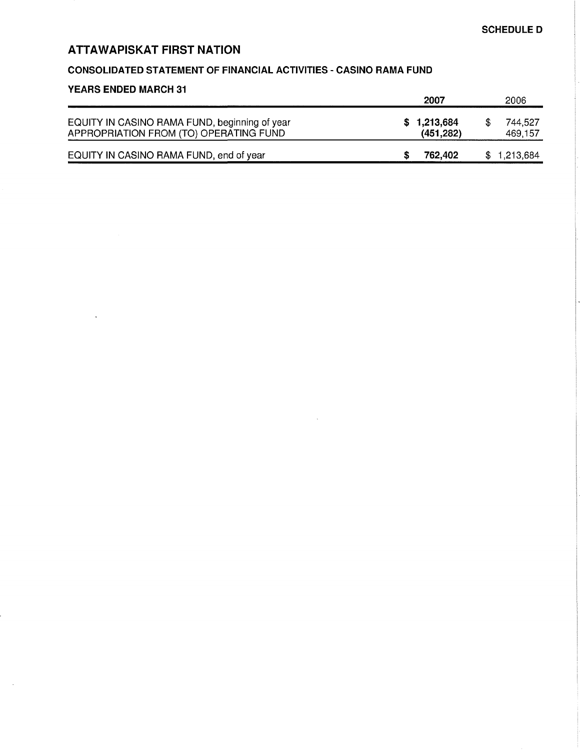**SCHEDULE D**

# ATTAWAPISKAT FIRST NATION

## CONSOLIDATED STATEMENT OF FINANCIAL ACTIVITIES - CASINO RAMA FUND

### YEARS ENDED MARCH 31

| | 2007 | 2006 |
|---|---|---|
| EQUITY IN CASINO RAMA FUND, beginning of year | **$ 1,213,684** | $ 744,527 |
| APPROPRIATION FROM (TO) OPERATING FUND | **(451,282)** | 469,157 |
| EQUITY IN CASINO RAMA FUND, end of year | **$ 762,402** | $ 1,213,684 |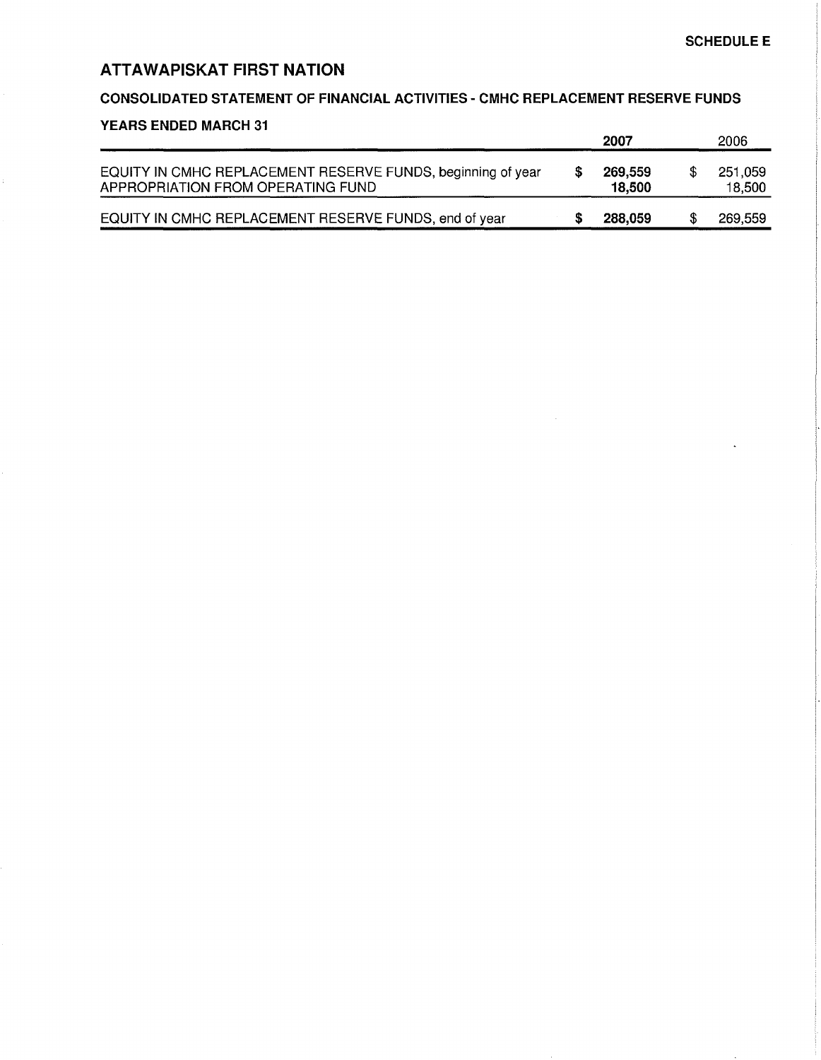**SCHEDULE E**

## ATTAWAPISKAT FIRST NATION

### CONSOLIDATED STATEMENT OF FINANCIAL ACTIVITIES - CMHC REPLACEMENT RESERVE FUNDS

**YEARS ENDED MARCH 31**

| | **2007** | 2006 |
|---|---|---|
| EQUITY IN CMHC REPLACEMENT RESERVE FUNDS, beginning of year | **$ 269,559** | $ 251,059 |
| APPROPRIATION FROM OPERATING FUND | **18,500** | 18,500 |
| EQUITY IN CMHC REPLACEMENT RESERVE FUNDS, end of year | **$ 288,059** | $ 269,559 |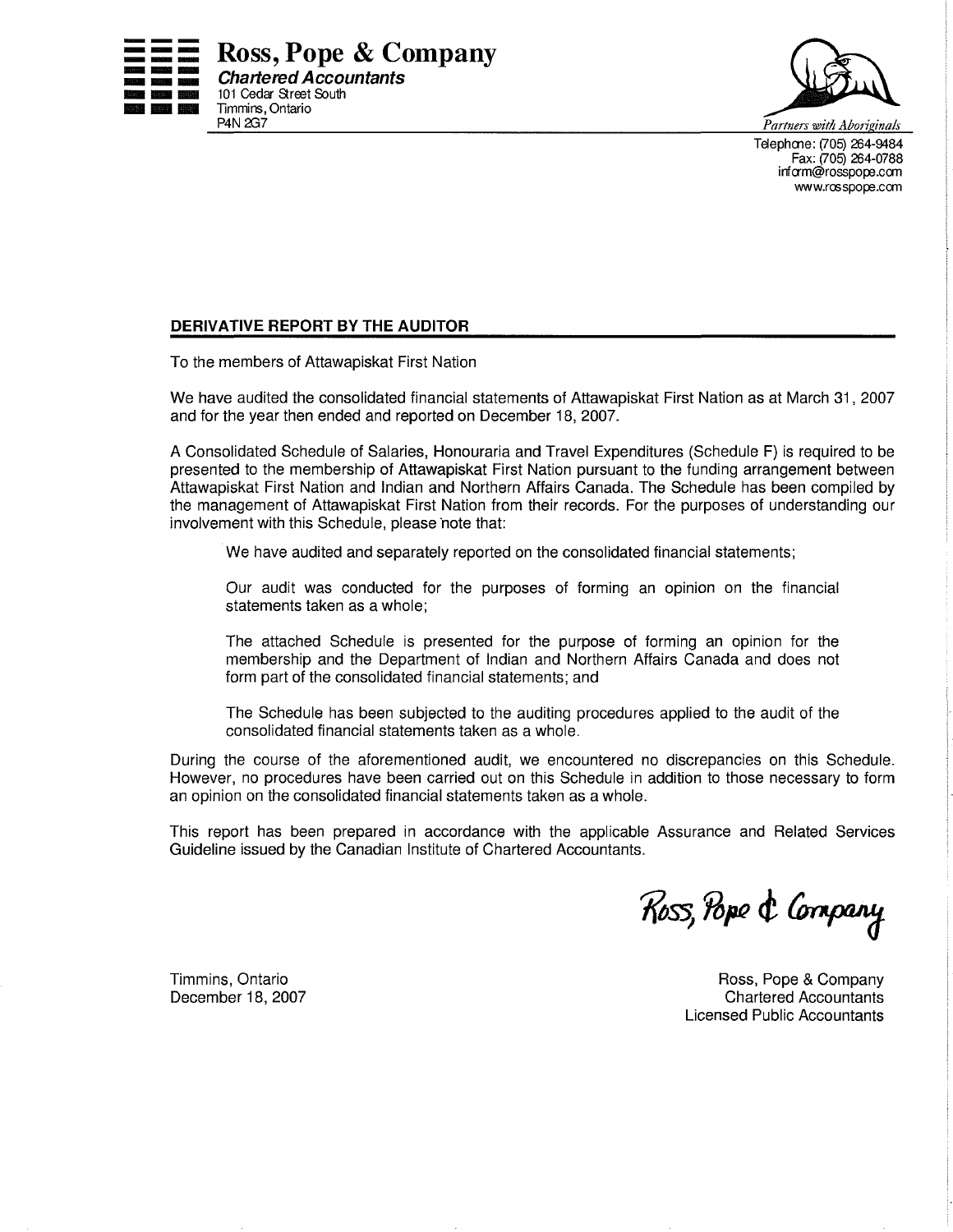**Ross, Pope & Company**
***Chartered Accountants***
101 Cedar Street South
Timmins, Ontario
P4N 2G7

*Partners with Aboriginals*

Telephone: (705) 264-9484
Fax: (705) 264-0788
inform@rosspope.com
www.rosspope.com

## DERIVATIVE REPORT BY THE AUDITOR

To the members of Attawapiskat First Nation

We have audited the consolidated financial statements of Attawapiskat First Nation as at March 31, 2007 and for the year then ended and reported on December 18, 2007.

A Consolidated Schedule of Salaries, Honouraria and Travel Expenditures (Schedule F) is required to be presented to the membership of Attawapiskat First Nation pursuant to the funding arrangement between Attawapiskat First Nation and Indian and Northern Affairs Canada. The Schedule has been compiled by the management of Attawapiskat First Nation from their records. For the purposes of understanding our involvement with this Schedule, please note that:

> We have audited and separately reported on the consolidated financial statements;
>
> Our audit was conducted for the purposes of forming an opinion on the financial statements taken as a whole;
>
> The attached Schedule is presented for the purpose of forming an opinion for the membership and the Department of Indian and Northern Affairs Canada and does not form part of the consolidated financial statements; and
>
> The Schedule has been subjected to the auditing procedures applied to the audit of the consolidated financial statements taken as a whole.

During the course of the aforementioned audit, we encountered no discrepancies on this Schedule. However, no procedures have been carried out on this Schedule in addition to those necessary to form an opinion on the consolidated financial statements taken as a whole.

This report has been prepared in accordance with the applicable Assurance and Related Services Guideline issued by the Canadian Institute of Chartered Accountants.

*Ross, Pope & Company*

Timmins, Ontario
December 18, 2007

Ross, Pope & Company
Chartered Accountants
Licensed Public Accountants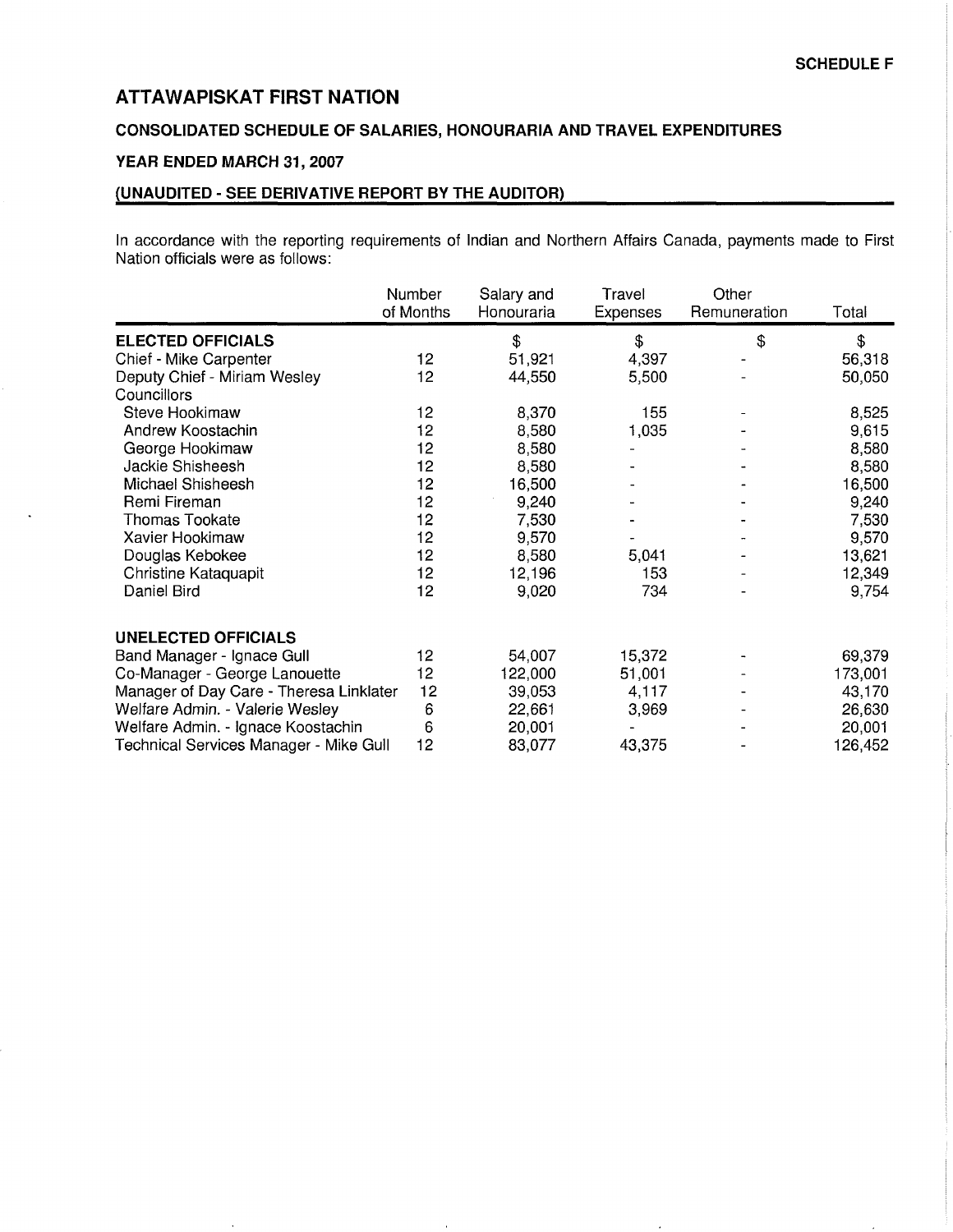**SCHEDULE F**

# ATTAWAPISKAT FIRST NATION

## CONSOLIDATED SCHEDULE OF SALARIES, HONOURARIA AND TRAVEL EXPENDITURES

### YEAR ENDED MARCH 31, 2007

### (UNAUDITED - SEE DERIVATIVE REPORT BY THE AUDITOR)

In accordance with the reporting requirements of Indian and Northern Affairs Canada, payments made to First Nation officials were as follows:

| | Number of Months | Salary and Honouraria | Travel Expenses | Other Remuneration | Total |
|---|---|---|---|---|---|
| **ELECTED OFFICIALS** | | $ | $ | $ | $ |
| Chief - Mike Carpenter | 12 | 51,921 | 4,397 | - | 56,318 |
| Deputy Chief - Miriam Wesley | 12 | 44,550 | 5,500 | - | 50,050 |
| Councillors | | | | | |
| Steve Hookimaw | 12 | 8,370 | 155 | - | 8,525 |
| Andrew Koostachin | 12 | 8,580 | 1,035 | - | 9,615 |
| George Hookimaw | 12 | 8,580 | - | - | 8,580 |
| Jackie Shisheesh | 12 | 8,580 | - | - | 8,580 |
| Michael Shisheesh | 12 | 16,500 | - | - | 16,500 |
| Remi Fireman | 12 | 9,240 | - | - | 9,240 |
| Thomas Tookate | 12 | 7,530 | - | - | 7,530 |
| Xavier Hookimaw | 12 | 9,570 | - | - | 9,570 |
| Douglas Kebokee | 12 | 8,580 | 5,041 | - | 13,621 |
| Christine Kataquapit | 12 | 12,196 | 153 | - | 12,349 |
| Daniel Bird | 12 | 9,020 | 734 | - | 9,754 |
| | | | | | |
| **UNELECTED OFFICIALS** | | | | | |
| Band Manager - Ignace Gull | 12 | 54,007 | 15,372 | - | 69,379 |
| Co-Manager - George Lanouette | 12 | 122,000 | 51,001 | - | 173,001 |
| Manager of Day Care - Theresa Linklater | 12 | 39,053 | 4,117 | - | 43,170 |
| Welfare Admin. - Valerie Wesley | 6 | 22,661 | 3,969 | - | 26,630 |
| Welfare Admin. - Ignace Koostachin | 6 | 20,001 | - | - | 20,001 |
| Technical Services Manager - Mike Gull | 12 | 83,077 | 43,375 | - | 126,452 |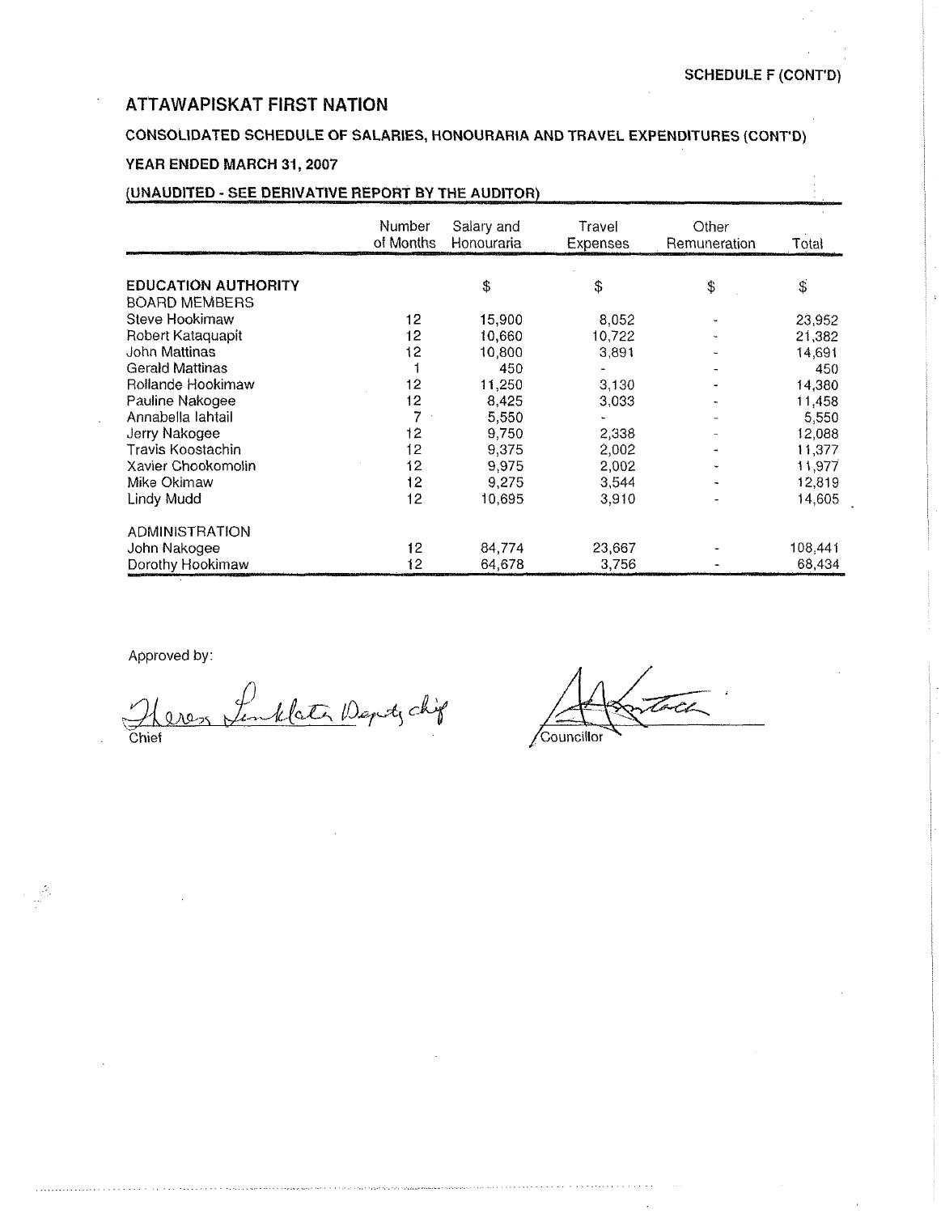SCHEDULE F (CONT'D)

# ATTAWAPISKAT FIRST NATION

## CONSOLIDATED SCHEDULE OF SALARIES, HONOURARIA AND TRAVEL EXPENDITURES (CONT'D)

### YEAR ENDED MARCH 31, 2007

### (UNAUDITED - SEE DERIVATIVE REPORT BY THE AUDITOR)

| | Number of Months | Salary and Honouraria | Travel Expenses | Other Remuneration | Total |
|---|---|---|---|---|---|
| **EDUCATION AUTHORITY** | | $ | $ | $ | $ |
| BOARD MEMBERS | | | | | |
| Steve Hookimaw | 12 | 15,900 | 8,052 | - | 23,952 |
| Robert Kataquapit | 12 | 10,660 | 10,722 | - | 21,382 |
| John Mattinas | 12 | 10,800 | 3,891 | - | 14,691 |
| Gerald Mattinas | 1 | 450 | - | - | 450 |
| Rollande Hookimaw | 12 | 11,250 | 3,130 | - | 14,380 |
| Pauline Nakogee | 12 | 8,425 | 3,033 | - | 11,458 |
| Annabella Iahtail | 7 | 5,550 | - | - | 5,550 |
| Jerry Nakogee | 12 | 9,750 | 2,338 | - | 12,088 |
| Travis Koostachin | 12 | 9,375 | 2,002 | - | 11,377 |
| Xavier Chookomolin | 12 | 9,975 | 2,002 | - | 11,977 |
| Mike Okimaw | 12 | 9,275 | 3,544 | - | 12,819 |
| Lindy Mudd | 12 | 10,695 | 3,910 | - | 14,605 |
| ADMINISTRATION | | | | | |
| John Nakogee | 12 | 84,774 | 23,667 | - | 108,441 |
| Dorothy Hookimaw | 12 | 64,678 | 3,756 | - | 68,434 |

Approved by:

Theresa Linklater Deputy chief
Chief

Councillor